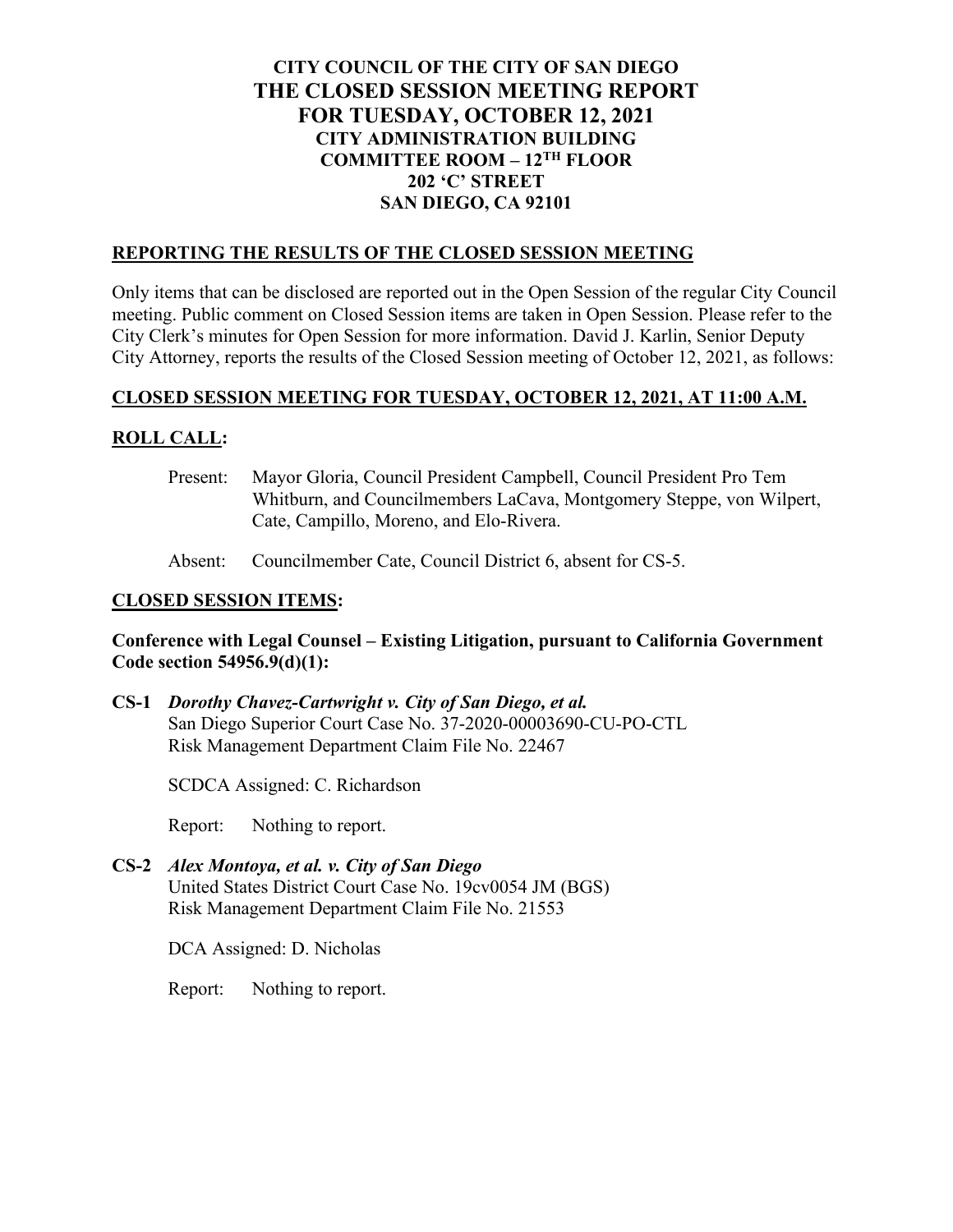# CITY COUNCIL OF THE CITY OF SAN DIEGO
# THE CLOSED SESSION MEETING REPORT
# FOR TUESDAY, OCTOBER 12, 2021
## CITY ADMINISTRATION BUILDING
## COMMITTEE ROOM – 12TH FLOOR
## 202 'C' STREET
## SAN DIEGO, CA 92101

## REPORTING THE RESULTS OF THE CLOSED SESSION MEETING

Only items that can be disclosed are reported out in the Open Session of the regular City Council meeting. Public comment on Closed Session items are taken in Open Session. Please refer to the City Clerk's minutes for Open Session for more information. David J. Karlin, Senior Deputy City Attorney, reports the results of the Closed Session meeting of October 12, 2021, as follows:

## CLOSED SESSION MEETING FOR TUESDAY, OCTOBER 12, 2021, AT 11:00 A.M.

## ROLL CALL:

Present: Mayor Gloria, Council President Campbell, Council President Pro Tem Whitburn, and Councilmembers LaCava, Montgomery Steppe, von Wilpert, Cate, Campillo, Moreno, and Elo-Rivera.

Absent: Councilmember Cate, Council District 6, absent for CS-5.

## CLOSED SESSION ITEMS:

**Conference with Legal Counsel – Existing Litigation, pursuant to California Government Code section 54956.9(d)(1):**

**CS-1** ***Dorothy Chavez-Cartwright v. City of San Diego, et al.***
San Diego Superior Court Case No. 37-2020-00003690-CU-PO-CTL
Risk Management Department Claim File No. 22467

SCDCA Assigned: C. Richardson

Report: Nothing to report.

**CS-2** ***Alex Montoya, et al. v. City of San Diego***
United States District Court Case No. 19cv0054 JM (BGS)
Risk Management Department Claim File No. 21553

DCA Assigned: D. Nicholas

Report: Nothing to report.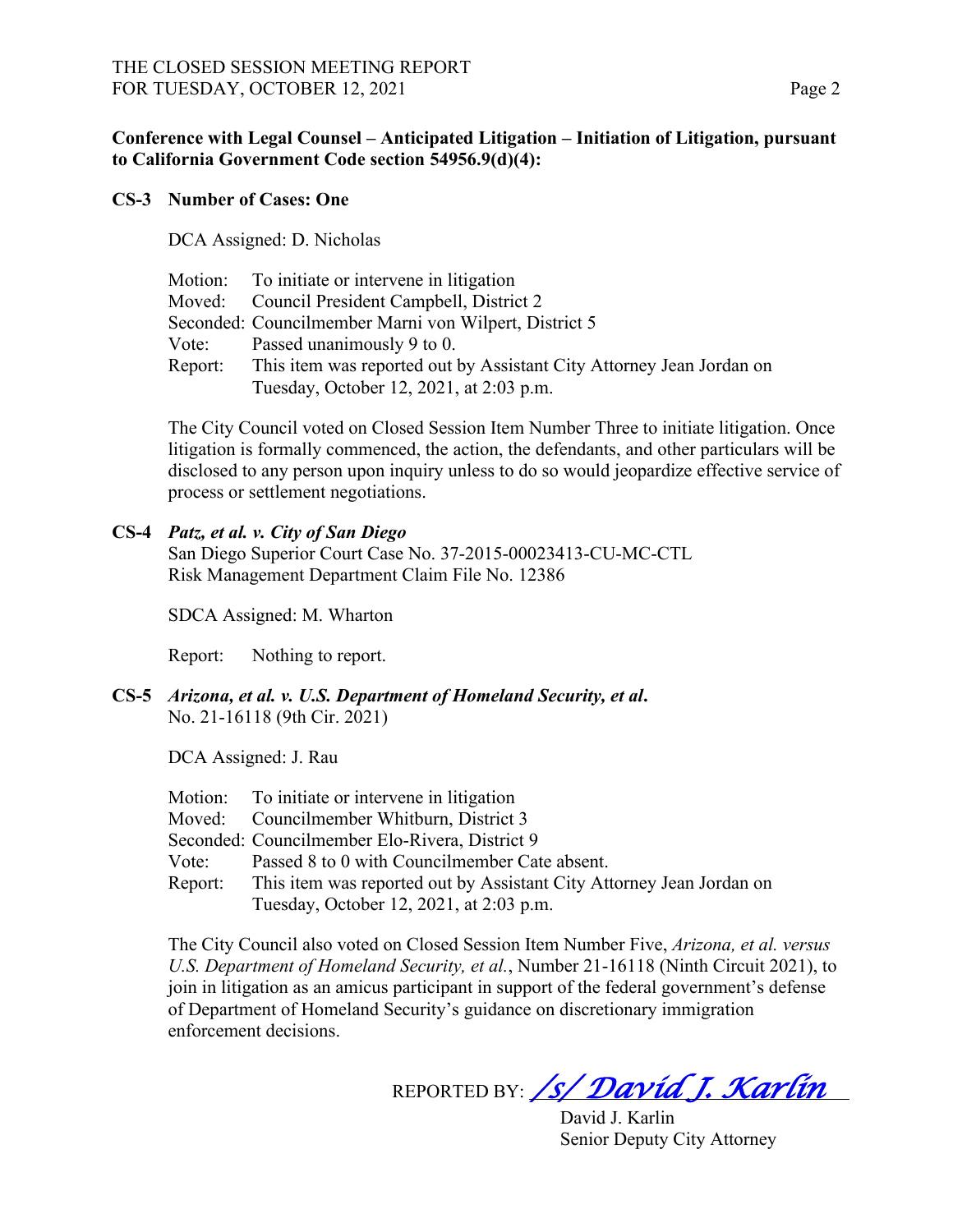**Conference with Legal Counsel – Anticipated Litigation – Initiation of Litigation, pursuant to California Government Code section 54956.9(d)(4):**

**CS-3 Number of Cases: One**

DCA Assigned: D. Nicholas

Motion: To initiate or intervene in litigation
Moved: Council President Campbell, District 2
Seconded: Councilmember Marni von Wilpert, District 5
Vote: Passed unanimously 9 to 0.
Report: This item was reported out by Assistant City Attorney Jean Jordan on Tuesday, October 12, 2021, at 2:03 p.m.

The City Council voted on Closed Session Item Number Three to initiate litigation. Once litigation is formally commenced, the action, the defendants, and other particulars will be disclosed to any person upon inquiry unless to do so would jeopardize effective service of process or settlement negotiations.

**CS-4** ***Patz, et al. v. City of San Diego***
San Diego Superior Court Case No. 37-2015-00023413-CU-MC-CTL
Risk Management Department Claim File No. 12386

SDCA Assigned: M. Wharton

Report: Nothing to report.

**CS-5** ***Arizona, et al. v. U.S. Department of Homeland Security, et al*****.**
No. 21-16118 (9th Cir. 2021)

DCA Assigned: J. Rau

Motion: To initiate or intervene in litigation
Moved: Councilmember Whitburn, District 3
Seconded: Councilmember Elo-Rivera, District 9
Vote: Passed 8 to 0 with Councilmember Cate absent.
Report: This item was reported out by Assistant City Attorney Jean Jordan on Tuesday, October 12, 2021, at 2:03 p.m.

The City Council also voted on Closed Session Item Number Five, *Arizona, et al. versus U.S. Department of Homeland Security, et al.*, Number 21-16118 (Ninth Circuit 2021), to join in litigation as an amicus participant in support of the federal government's defense of Department of Homeland Security's guidance on discretionary immigration enforcement decisions.

REPORTED BY: */s/ David J. Karlin*

David J. Karlin
Senior Deputy City Attorney